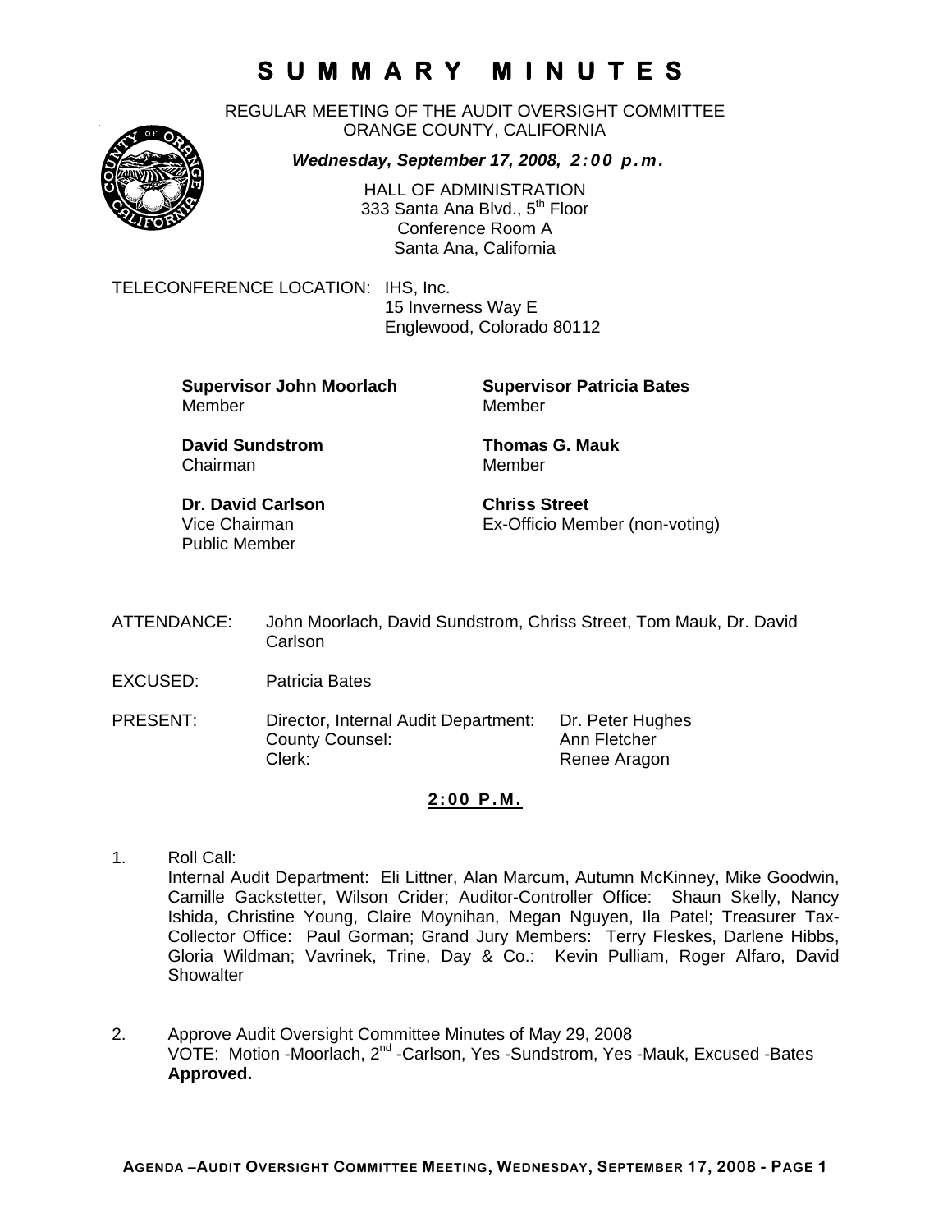# SUMMARY MINUTES

REGULAR MEETING OF THE AUDIT OVERSIGHT COMMITTEE
ORANGE COUNTY, CALIFORNIA

***Wednesday, September 17, 2008, 2:00 p.m.***

HALL OF ADMINISTRATION
333 Santa Ana Blvd., 5th Floor
Conference Room A
Santa Ana, California

TELECONFERENCE LOCATION: IHS, Inc.
15 Inverness Way E
Englewood, Colorado 80112

**Supervisor John Moorlach**
Member

**Supervisor Patricia Bates**
Member

**David Sundstrom**
Chairman

**Thomas G. Mauk**
Member

**Dr. David Carlson**
Vice Chairman
Public Member

**Chriss Street**
Ex-Officio Member (non-voting)

ATTENDANCE: John Moorlach, David Sundstrom, Chriss Street, Tom Mauk, Dr. David Carlson

EXCUSED: Patricia Bates

PRESENT:

| | |
|---|---|
| Director, Internal Audit Department: | Dr. Peter Hughes |
| County Counsel: | Ann Fletcher |
| Clerk: | Renee Aragon |

## 2:00 P.M.

1. Roll Call:
   Internal Audit Department: Eli Littner, Alan Marcum, Autumn McKinney, Mike Goodwin, Camille Gackstetter, Wilson Crider; Auditor-Controller Office: Shaun Skelly, Nancy Ishida, Christine Young, Claire Moynihan, Megan Nguyen, Ila Patel; Treasurer Tax-Collector Office: Paul Gorman; Grand Jury Members: Terry Fleskes, Darlene Hibbs, Gloria Wildman; Vavrinek, Trine, Day & Co.: Kevin Pulliam, Roger Alfaro, David Showalter

2. Approve Audit Oversight Committee Minutes of May 29, 2008
   VOTE: Motion -Moorlach, 2nd -Carlson, Yes -Sundstrom, Yes -Mauk, Excused -Bates
   **Approved.**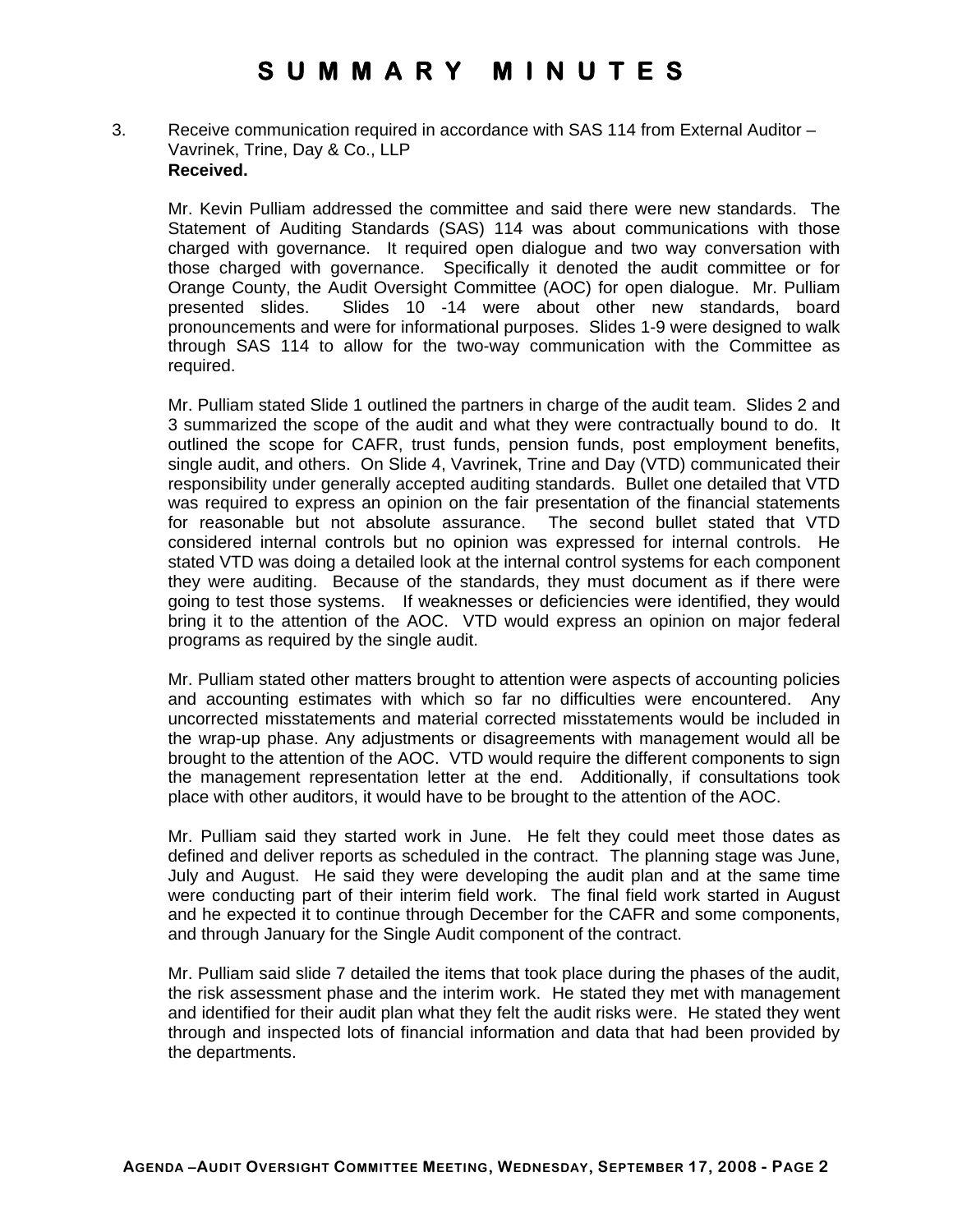# SUMMARY MINUTES

3. Receive communication required in accordance with SAS 114 from External Auditor – Vavrinek, Trine, Day & Co., LLP
   **Received.**

   Mr. Kevin Pulliam addressed the committee and said there were new standards. The Statement of Auditing Standards (SAS) 114 was about communications with those charged with governance. It required open dialogue and two way conversation with those charged with governance. Specifically it denoted the audit committee or for Orange County, the Audit Oversight Committee (AOC) for open dialogue. Mr. Pulliam presented slides. Slides 10 -14 were about other new standards, board pronouncements and were for informational purposes. Slides 1-9 were designed to walk through SAS 114 to allow for the two-way communication with the Committee as required.

   Mr. Pulliam stated Slide 1 outlined the partners in charge of the audit team. Slides 2 and 3 summarized the scope of the audit and what they were contractually bound to do. It outlined the scope for CAFR, trust funds, pension funds, post employment benefits, single audit, and others. On Slide 4, Vavrinek, Trine and Day (VTD) communicated their responsibility under generally accepted auditing standards. Bullet one detailed that VTD was required to express an opinion on the fair presentation of the financial statements for reasonable but not absolute assurance. The second bullet stated that VTD considered internal controls but no opinion was expressed for internal controls. He stated VTD was doing a detailed look at the internal control systems for each component they were auditing. Because of the standards, they must document as if there were going to test those systems. If weaknesses or deficiencies were identified, they would bring it to the attention of the AOC. VTD would express an opinion on major federal programs as required by the single audit.

   Mr. Pulliam stated other matters brought to attention were aspects of accounting policies and accounting estimates with which so far no difficulties were encountered. Any uncorrected misstatements and material corrected misstatements would be included in the wrap-up phase. Any adjustments or disagreements with management would all be brought to the attention of the AOC. VTD would require the different components to sign the management representation letter at the end. Additionally, if consultations took place with other auditors, it would have to be brought to the attention of the AOC.

   Mr. Pulliam said they started work in June. He felt they could meet those dates as defined and deliver reports as scheduled in the contract. The planning stage was June, July and August. He said they were developing the audit plan and at the same time were conducting part of their interim field work. The final field work started in August and he expected it to continue through December for the CAFR and some components, and through January for the Single Audit component of the contract.

   Mr. Pulliam said slide 7 detailed the items that took place during the phases of the audit, the risk assessment phase and the interim work. He stated they met with management and identified for their audit plan what they felt the audit risks were. He stated they went through and inspected lots of financial information and data that had been provided by the departments.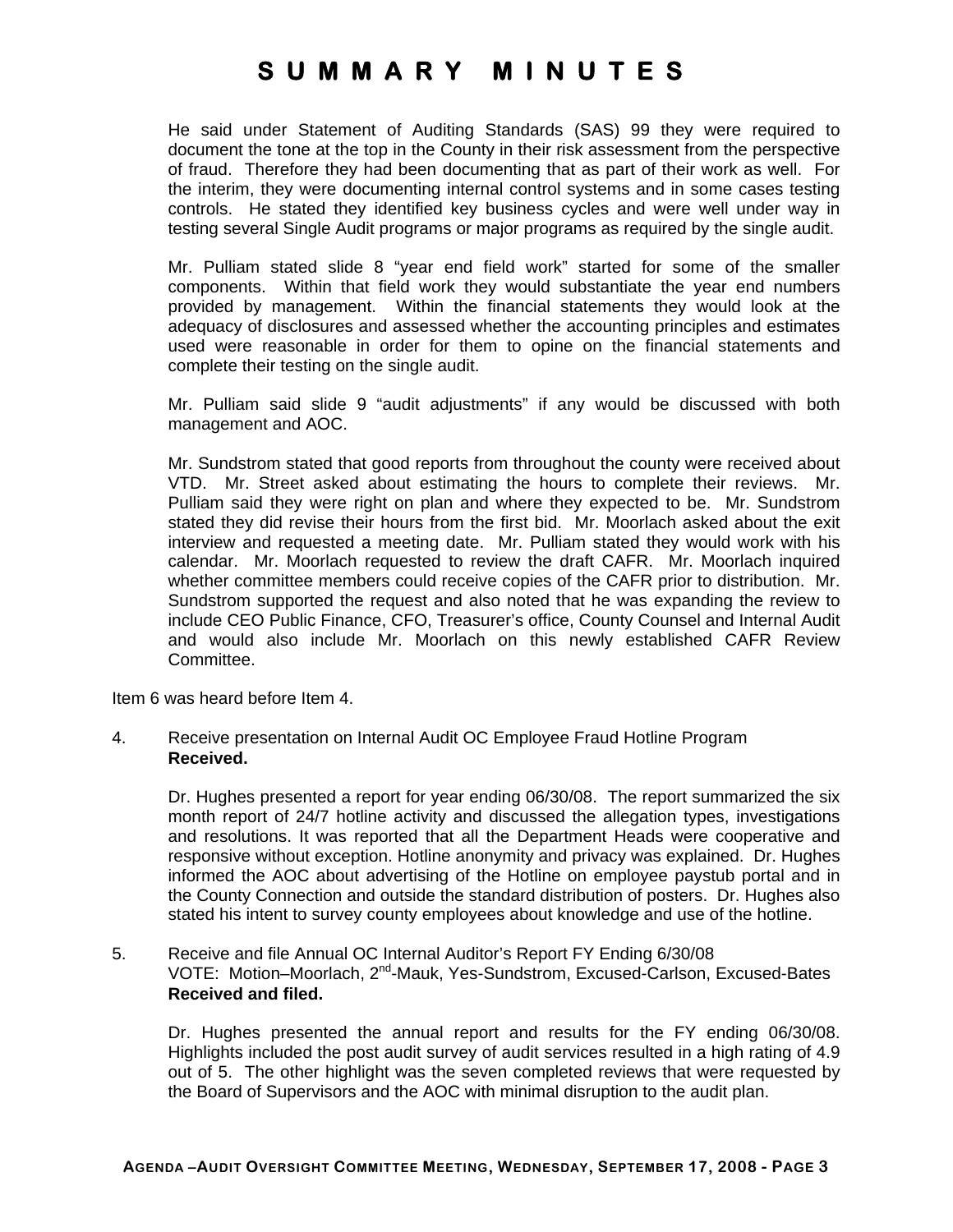# SUMMARY MINUTES

He said under Statement of Auditing Standards (SAS) 99 they were required to document the tone at the top in the County in their risk assessment from the perspective of fraud. Therefore they had been documenting that as part of their work as well. For the interim, they were documenting internal control systems and in some cases testing controls. He stated they identified key business cycles and were well under way in testing several Single Audit programs or major programs as required by the single audit.

Mr. Pulliam stated slide 8 "year end field work" started for some of the smaller components. Within that field work they would substantiate the year end numbers provided by management. Within the financial statements they would look at the adequacy of disclosures and assessed whether the accounting principles and estimates used were reasonable in order for them to opine on the financial statements and complete their testing on the single audit.

Mr. Pulliam said slide 9 "audit adjustments" if any would be discussed with both management and AOC.

Mr. Sundstrom stated that good reports from throughout the county were received about VTD. Mr. Street asked about estimating the hours to complete their reviews. Mr. Pulliam said they were right on plan and where they expected to be. Mr. Sundstrom stated they did revise their hours from the first bid. Mr. Moorlach asked about the exit interview and requested a meeting date. Mr. Pulliam stated they would work with his calendar. Mr. Moorlach requested to review the draft CAFR. Mr. Moorlach inquired whether committee members could receive copies of the CAFR prior to distribution. Mr. Sundstrom supported the request and also noted that he was expanding the review to include CEO Public Finance, CFO, Treasurer's office, County Counsel and Internal Audit and would also include Mr. Moorlach on this newly established CAFR Review Committee.

Item 6 was heard before Item 4.

4. Receive presentation on Internal Audit OC Employee Fraud Hotline Program
**Received.**

Dr. Hughes presented a report for year ending 06/30/08. The report summarized the six month report of 24/7 hotline activity and discussed the allegation types, investigations and resolutions. It was reported that all the Department Heads were cooperative and responsive without exception. Hotline anonymity and privacy was explained. Dr. Hughes informed the AOC about advertising of the Hotline on employee paystub portal and in the County Connection and outside the standard distribution of posters. Dr. Hughes also stated his intent to survey county employees about knowledge and use of the hotline.

5. Receive and file Annual OC Internal Auditor's Report FY Ending 6/30/08
VOTE: Motion–Moorlach, 2nd-Mauk, Yes-Sundstrom, Excused-Carlson, Excused-Bates
**Received and filed.**

Dr. Hughes presented the annual report and results for the FY ending 06/30/08. Highlights included the post audit survey of audit services resulted in a high rating of 4.9 out of 5. The other highlight was the seven completed reviews that were requested by the Board of Supervisors and the AOC with minimal disruption to the audit plan.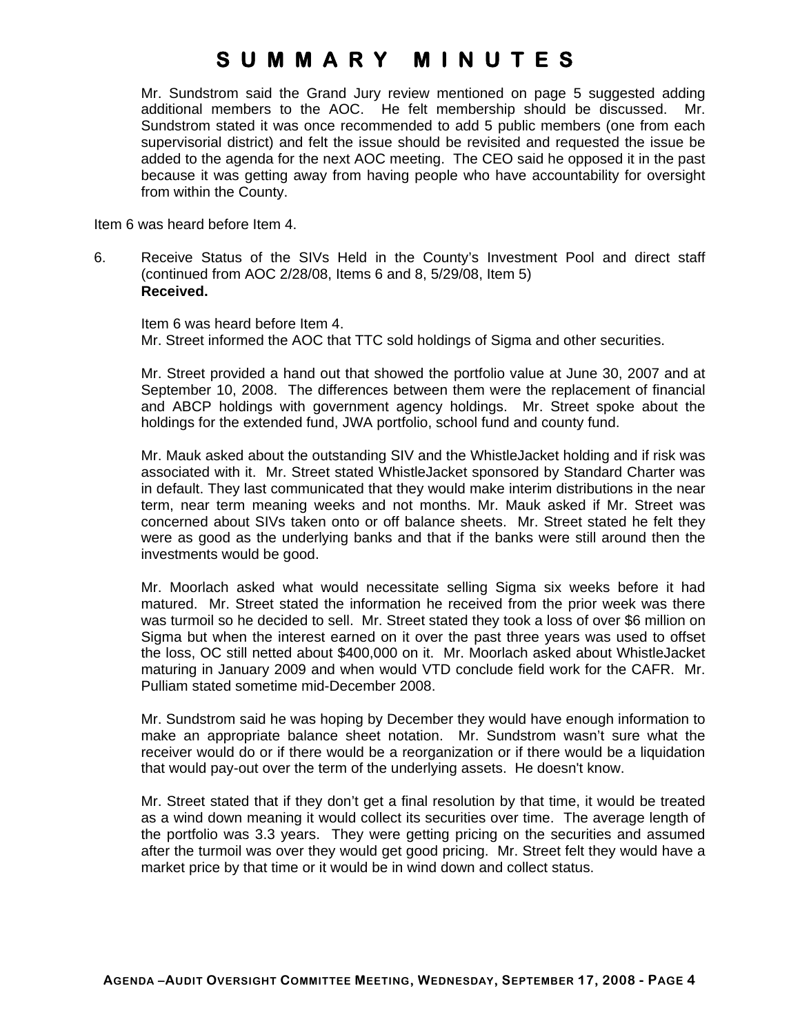# SUMMARY MINUTES

Mr. Sundstrom said the Grand Jury review mentioned on page 5 suggested adding additional members to the AOC. He felt membership should be discussed. Mr. Sundstrom stated it was once recommended to add 5 public members (one from each supervisorial district) and felt the issue should be revisited and requested the issue be added to the agenda for the next AOC meeting. The CEO said he opposed it in the past because it was getting away from having people who have accountability for oversight from within the County.

Item 6 was heard before Item 4.

6. Receive Status of the SIVs Held in the County's Investment Pool and direct staff (continued from AOC 2/28/08, Items 6 and 8, 5/29/08, Item 5)
   **Received.**

   Item 6 was heard before Item 4.
   Mr. Street informed the AOC that TTC sold holdings of Sigma and other securities.

   Mr. Street provided a hand out that showed the portfolio value at June 30, 2007 and at September 10, 2008. The differences between them were the replacement of financial and ABCP holdings with government agency holdings. Mr. Street spoke about the holdings for the extended fund, JWA portfolio, school fund and county fund.

   Mr. Mauk asked about the outstanding SIV and the WhistleJacket holding and if risk was associated with it. Mr. Street stated WhistleJacket sponsored by Standard Charter was in default. They last communicated that they would make interim distributions in the near term, near term meaning weeks and not months. Mr. Mauk asked if Mr. Street was concerned about SIVs taken onto or off balance sheets. Mr. Street stated he felt they were as good as the underlying banks and that if the banks were still around then the investments would be good.

   Mr. Moorlach asked what would necessitate selling Sigma six weeks before it had matured. Mr. Street stated the information he received from the prior week was there was turmoil so he decided to sell. Mr. Street stated they took a loss of over $6 million on Sigma but when the interest earned on it over the past three years was used to offset the loss, OC still netted about $400,000 on it. Mr. Moorlach asked about WhistleJacket maturing in January 2009 and when would VTD conclude field work for the CAFR. Mr. Pulliam stated sometime mid-December 2008.

   Mr. Sundstrom said he was hoping by December they would have enough information to make an appropriate balance sheet notation. Mr. Sundstrom wasn't sure what the receiver would do or if there would be a reorganization or if there would be a liquidation that would pay-out over the term of the underlying assets. He doesn't know.

   Mr. Street stated that if they don't get a final resolution by that time, it would be treated as a wind down meaning it would collect its securities over time. The average length of the portfolio was 3.3 years. They were getting pricing on the securities and assumed after the turmoil was over they would get good pricing. Mr. Street felt they would have a market price by that time or it would be in wind down and collect status.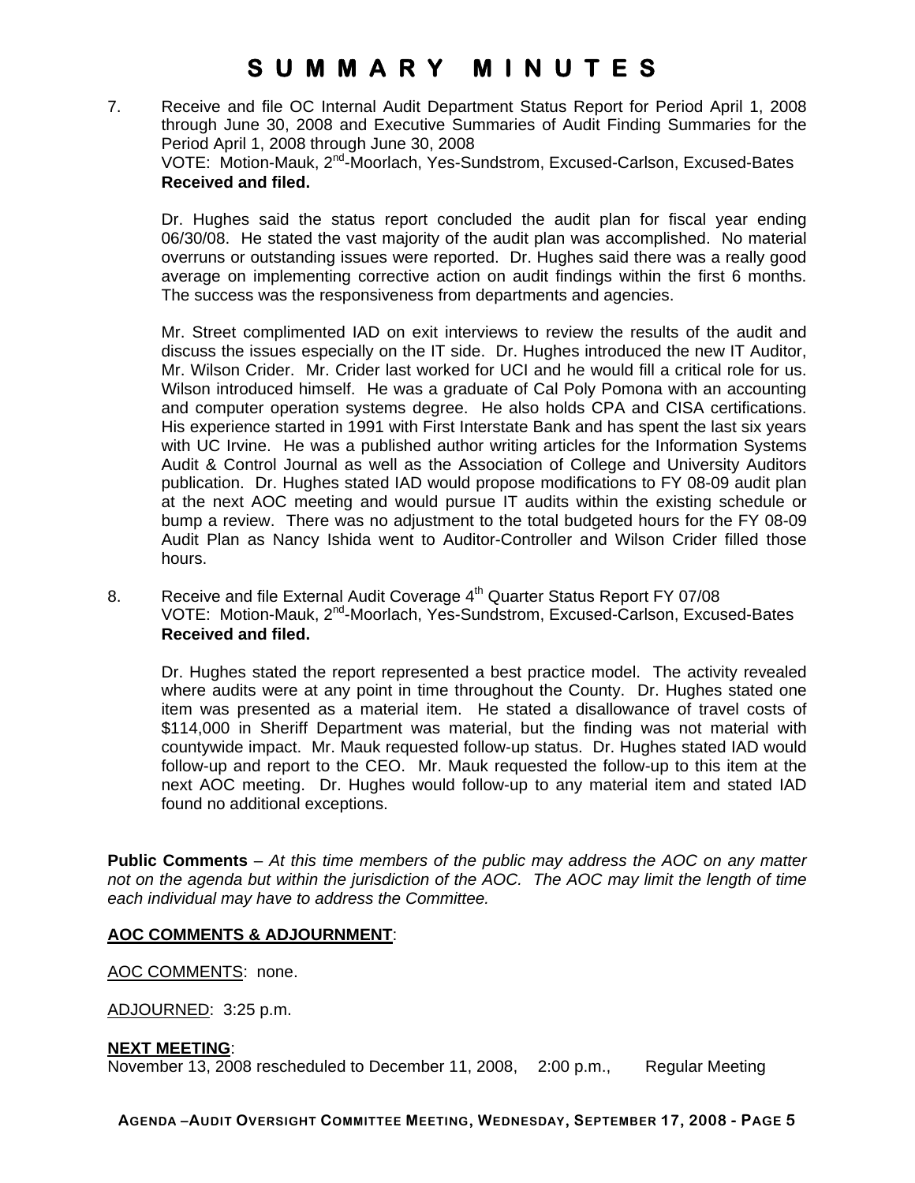# SUMMARY MINUTES

7. Receive and file OC Internal Audit Department Status Report for Period April 1, 2008 through June 30, 2008 and Executive Summaries of Audit Finding Summaries for the Period April 1, 2008 through June 30, 2008
   VOTE: Motion-Mauk, 2nd-Moorlach, Yes-Sundstrom, Excused-Carlson, Excused-Bates
   **Received and filed.**

   Dr. Hughes said the status report concluded the audit plan for fiscal year ending 06/30/08. He stated the vast majority of the audit plan was accomplished. No material overruns or outstanding issues were reported. Dr. Hughes said there was a really good average on implementing corrective action on audit findings within the first 6 months. The success was the responsiveness from departments and agencies.

   Mr. Street complimented IAD on exit interviews to review the results of the audit and discuss the issues especially on the IT side. Dr. Hughes introduced the new IT Auditor, Mr. Wilson Crider. Mr. Crider last worked for UCI and he would fill a critical role for us. Wilson introduced himself. He was a graduate of Cal Poly Pomona with an accounting and computer operation systems degree. He also holds CPA and CISA certifications. His experience started in 1991 with First Interstate Bank and has spent the last six years with UC Irvine. He was a published author writing articles for the Information Systems Audit & Control Journal as well as the Association of College and University Auditors publication. Dr. Hughes stated IAD would propose modifications to FY 08-09 audit plan at the next AOC meeting and would pursue IT audits within the existing schedule or bump a review. There was no adjustment to the total budgeted hours for the FY 08-09 Audit Plan as Nancy Ishida went to Auditor-Controller and Wilson Crider filled those hours.

8. Receive and file External Audit Coverage 4th Quarter Status Report FY 07/08
   VOTE: Motion-Mauk, 2nd-Moorlach, Yes-Sundstrom, Excused-Carlson, Excused-Bates
   **Received and filed.**

   Dr. Hughes stated the report represented a best practice model. The activity revealed where audits were at any point in time throughout the County. Dr. Hughes stated one item was presented as a material item. He stated a disallowance of travel costs of $114,000 in Sheriff Department was material, but the finding was not material with countywide impact. Mr. Mauk requested follow-up status. Dr. Hughes stated IAD would follow-up and report to the CEO. Mr. Mauk requested the follow-up to this item at the next AOC meeting. Dr. Hughes would follow-up to any material item and stated IAD found no additional exceptions.

**Public Comments** – *At this time members of the public may address the AOC on any matter not on the agenda but within the jurisdiction of the AOC. The AOC may limit the length of time each individual may have to address the Committee.*

**AOC COMMENTS & ADJOURNMENT**:

AOC COMMENTS: none.

ADJOURNED: 3:25 p.m.

**NEXT MEETING**:
November 13, 2008 rescheduled to December 11, 2008, 2:00 p.m., Regular Meeting